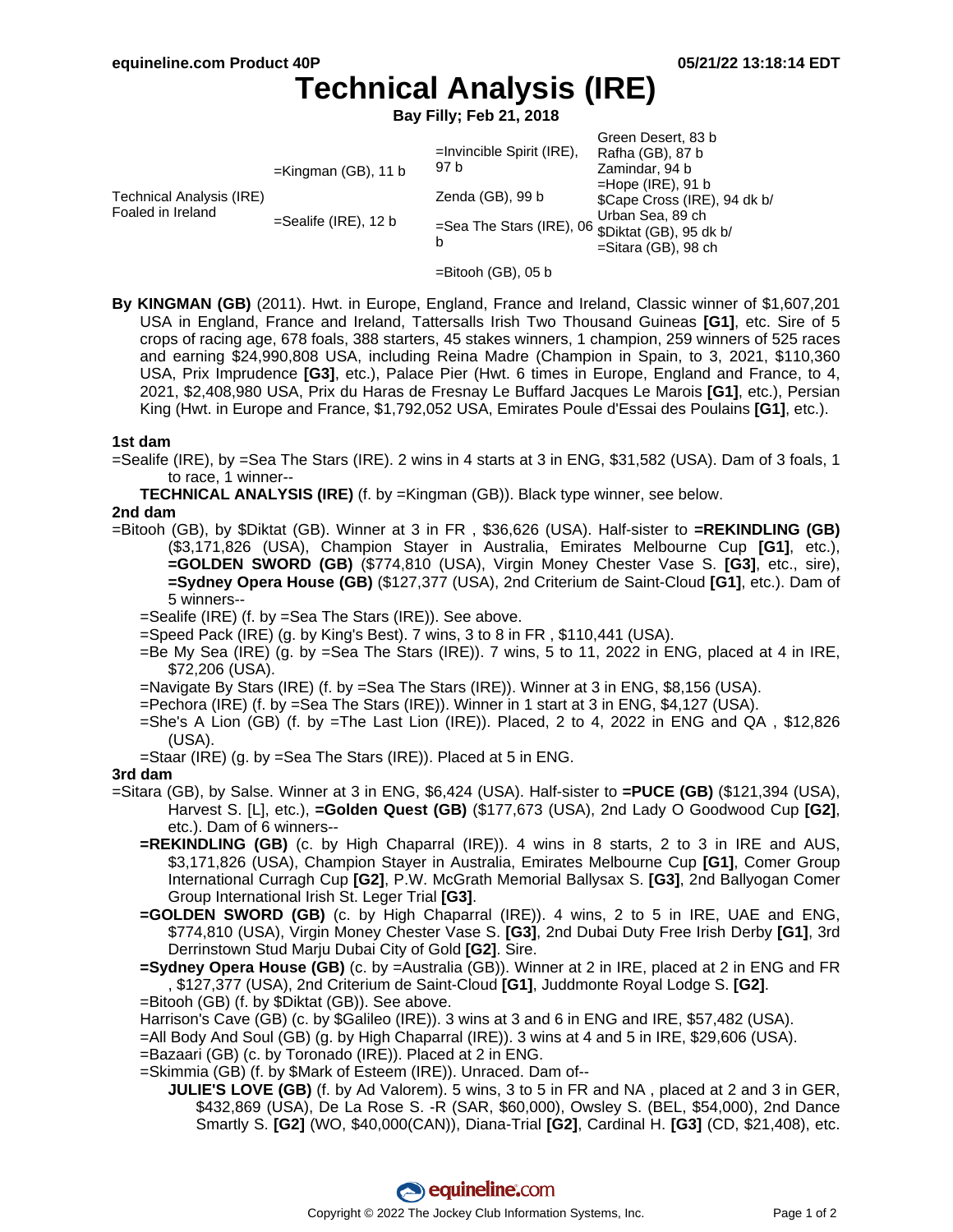# Technical Analysis (IRE)

**Bay Filly; Feb 21, 2018**

| | | | |
|---|---|---|---|
| Technical Analysis (IRE) Foaled in Ireland | =Kingman (GB), 11 b | =Invincible Spirit (IRE), 97 b | Green Desert, 83 b |
| | | | Rafha (GB), 87 b |
| | | Zenda (GB), 99 b | Zamindar, 94 b |
| | | | =Hope (IRE), 91 b |
| | =Sealife (IRE), 12 b | =Sea The Stars (IRE), 06 b | $Cape Cross (IRE), 94 dk b/ |
| | | | Urban Sea, 89 ch |
| | | =Bitooh (GB), 05 b | $Diktat (GB), 95 dk b/ |
| | | | =Sitara (GB), 98 ch |

**By KINGMAN (GB)** (2011). Hwt. in Europe, England, France and Ireland, Classic winner of $1,607,201 USA in England, France and Ireland, Tattersalls Irish Two Thousand Guineas **[G1]**, etc. Sire of 5 crops of racing age, 678 foals, 388 starters, 45 stakes winners, 1 champion, 259 winners of 525 races and earning $24,990,808 USA, including Reina Madre (Champion in Spain, to 3, 2021, $110,360 USA, Prix Imprudence **[G3]**, etc.), Palace Pier (Hwt. 6 times in Europe, England and France, to 4, 2021, $2,408,980 USA, Prix du Haras de Fresnay Le Buffard Jacques Le Marois **[G1]**, etc.), Persian King (Hwt. in Europe and France, $1,792,052 USA, Emirates Poule d'Essai des Poulains **[G1]**, etc.).

**1st dam**

=Sealife (IRE), by =Sea The Stars (IRE). 2 wins in 4 starts at 3 in ENG, $31,582 (USA). Dam of 3 foals, 1 to race, 1 winner--

**TECHNICAL ANALYSIS (IRE)** (f. by =Kingman (GB)). Black type winner, see below.

**2nd dam**

=Bitooh (GB), by $Diktat (GB). Winner at 3 in FR , $36,626 (USA). Half-sister to **=REKINDLING (GB)** ($3,171,826 (USA), Champion Stayer in Australia, Emirates Melbourne Cup **[G1]**, etc.), **=GOLDEN SWORD (GB)** ($774,810 (USA), Virgin Money Chester Vase S. **[G3]**, etc., sire), **=Sydney Opera House (GB)** ($127,377 (USA), 2nd Criterium de Saint-Cloud **[G1]**, etc.). Dam of 5 winners--

=Sealife (IRE) (f. by =Sea The Stars (IRE)). See above.

=Speed Pack (IRE) (g. by King's Best). 7 wins, 3 to 8 in FR , $110,441 (USA).

=Be My Sea (IRE) (g. by =Sea The Stars (IRE)). 7 wins, 5 to 11, 2022 in ENG, placed at 4 in IRE, $72,206 (USA).

=Navigate By Stars (IRE) (f. by =Sea The Stars (IRE)). Winner at 3 in ENG, $8,156 (USA).

=Pechora (IRE) (f. by =Sea The Stars (IRE)). Winner in 1 start at 3 in ENG, $4,127 (USA).

=She's A Lion (GB) (f. by =The Last Lion (IRE)). Placed, 2 to 4, 2022 in ENG and QA , $12,826 (USA).

=Staar (IRE) (g. by =Sea The Stars (IRE)). Placed at 5 in ENG.

**3rd dam**

=Sitara (GB), by Salse. Winner at 3 in ENG, $6,424 (USA). Half-sister to **=PUCE (GB)** ($121,394 (USA), Harvest S. [L], etc.), **=Golden Quest (GB)** ($177,673 (USA), 2nd Lady O Goodwood Cup **[G2]**, etc.). Dam of 6 winners--

**=REKINDLING (GB)** (c. by High Chaparral (IRE)). 4 wins in 8 starts, 2 to 3 in IRE and AUS, $3,171,826 (USA), Champion Stayer in Australia, Emirates Melbourne Cup **[G1]**, Comer Group International Curragh Cup **[G2]**, P.W. McGrath Memorial Ballysax S. **[G3]**, 2nd Ballyogan Comer Group International Irish St. Leger Trial **[G3]**.

**=GOLDEN SWORD (GB)** (c. by High Chaparral (IRE)). 4 wins, 2 to 5 in IRE, UAE and ENG, $774,810 (USA), Virgin Money Chester Vase S. **[G3]**, 2nd Dubai Duty Free Irish Derby **[G1]**, 3rd Derrinstown Stud Marju Dubai City of Gold **[G2]**. Sire.

**=Sydney Opera House (GB)** (c. by =Australia (GB)). Winner at 2 in IRE, placed at 2 in ENG and FR , $127,377 (USA), 2nd Criterium de Saint-Cloud **[G1]**, Juddmonte Royal Lodge S. **[G2]**.

=Bitooh (GB) (f. by $Diktat (GB)). See above.

Harrison's Cave (GB) (c. by $Galileo (IRE)). 3 wins at 3 and 6 in ENG and IRE, $57,482 (USA).

=All Body And Soul (GB) (g. by High Chaparral (IRE)). 3 wins at 4 and 5 in IRE, $29,606 (USA).

=Bazaari (GB) (c. by Toronado (IRE)). Placed at 2 in ENG.

=Skimmia (GB) (f. by $Mark of Esteem (IRE)). Unraced. Dam of--

**JULIE'S LOVE (GB)** (f. by Ad Valorem). 5 wins, 3 to 5 in FR and NA , placed at 2 and 3 in GER, $432,869 (USA), De La Rose S. -R (SAR, $60,000), Owsley S. (BEL, $54,000), 2nd Dance Smartly S. **[G2]** (WO, $40,000(CAN)), Diana-Trial **[G2]**, Cardinal H. **[G3]** (CD, $21,408), etc.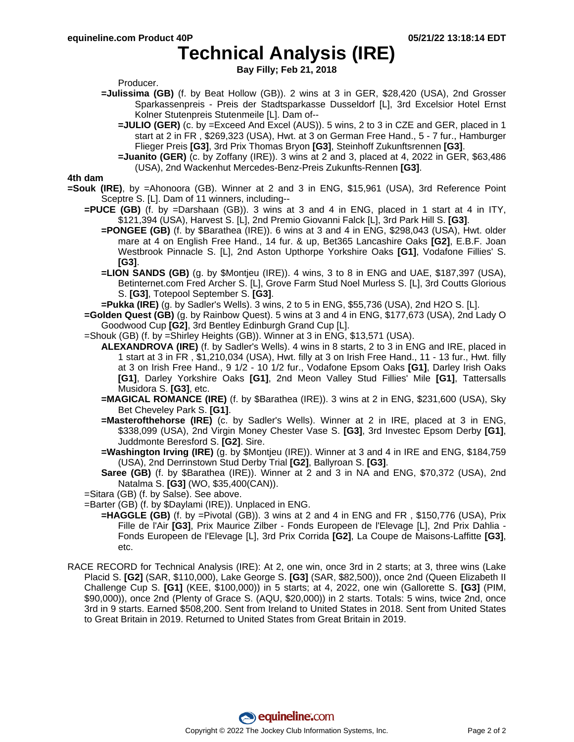# Technical Analysis (IRE)

**Bay Filly; Feb 21, 2018**

Producer.

- **=Julissima (GB)** (f. by Beat Hollow (GB)). 2 wins at 3 in GER, $28,420 (USA), 2nd Grosser Sparkassenpreis - Preis der Stadtsparkasse Dusseldorf [L], 3rd Excelsior Hotel Ernst Kolner Stutenpreis Stutenmeile [L]. Dam of--
  - **=JULIO (GER)** (c. by =Exceed And Excel (AUS)). 5 wins, 2 to 3 in CZE and GER, placed in 1 start at 2 in FR , $269,323 (USA), Hwt. at 3 on German Free Hand., 5 - 7 fur., Hamburger Flieger Preis **[G3]**, 3rd Prix Thomas Bryon **[G3]**, Steinhoff Zukunftsrennen **[G3]**.
  - **=Juanito (GER)** (c. by Zoffany (IRE)). 3 wins at 2 and 3, placed at 4, 2022 in GER, $63,486 (USA), 2nd Wackenhut Mercedes-Benz-Preis Zukunfts-Rennen **[G3]**.

**4th dam**

**=Souk (IRE)**, by =Ahonoora (GB). Winner at 2 and 3 in ENG, $15,961 (USA), 3rd Reference Point Sceptre S. [L]. Dam of 11 winners, including--

- **=PUCE (GB)** (f. by =Darshaan (GB)). 3 wins at 3 and 4 in ENG, placed in 1 start at 4 in ITY, $121,394 (USA), Harvest S. [L], 2nd Premio Giovanni Falck [L], 3rd Park Hill S. **[G3]**.
  - **=PONGEE (GB)** (f. by $Barathea (IRE)). 6 wins at 3 and 4 in ENG, $298,043 (USA), Hwt. older mare at 4 on English Free Hand., 14 fur. & up, Bet365 Lancashire Oaks **[G2]**, E.B.F. Joan Westbrook Pinnacle S. [L], 2nd Aston Upthorpe Yorkshire Oaks **[G1]**, Vodafone Fillies' S. **[G3]**.
  - **=LION SANDS (GB)** (g. by $Montjeu (IRE)). 4 wins, 3 to 8 in ENG and UAE, $187,397 (USA), Betinternet.com Fred Archer S. [L], Grove Farm Stud Noel Murless S. [L], 3rd Coutts Glorious S. **[G3]**, Totepool September S. **[G3]**.
  - **=Pukka (IRE)** (g. by Sadler's Wells). 3 wins, 2 to 5 in ENG, $55,736 (USA), 2nd H2O S. [L].
- **=Golden Quest (GB)** (g. by Rainbow Quest). 5 wins at 3 and 4 in ENG, $177,673 (USA), 2nd Lady O Goodwood Cup **[G2]**, 3rd Bentley Edinburgh Grand Cup [L].
- =Shouk (GB) (f. by =Shirley Heights (GB)). Winner at 3 in ENG, $13,571 (USA).
  - **ALEXANDROVA (IRE)** (f. by Sadler's Wells). 4 wins in 8 starts, 2 to 3 in ENG and IRE, placed in 1 start at 3 in FR , $1,210,034 (USA), Hwt. filly at 3 on Irish Free Hand., 11 - 13 fur., Hwt. filly at 3 on Irish Free Hand., 9 1/2 - 10 1/2 fur., Vodafone Epsom Oaks **[G1]**, Darley Irish Oaks **[G1]**, Darley Yorkshire Oaks **[G1]**, 2nd Meon Valley Stud Fillies' Mile **[G1]**, Tattersalls Musidora S. **[G3]**, etc.
  - **=MAGICAL ROMANCE (IRE)** (f. by $Barathea (IRE)). 3 wins at 2 in ENG, $231,600 (USA), Sky Bet Cheveley Park S. **[G1]**.
  - **=Masterofthehorse (IRE)** (c. by Sadler's Wells). Winner at 2 in IRE, placed at 3 in ENG, $338,099 (USA), 2nd Virgin Money Chester Vase S. **[G3]**, 3rd Investec Epsom Derby **[G1]**, Juddmonte Beresford S. **[G2]**. Sire.
  - **=Washington Irving (IRE)** (g. by $Montjeu (IRE)). Winner at 3 and 4 in IRE and ENG, $184,759 (USA), 2nd Derrinstown Stud Derby Trial **[G2]**, Ballyroan S. **[G3]**.
  - **Saree (GB)** (f. by $Barathea (IRE)). Winner at 2 and 3 in NA and ENG, $70,372 (USA), 2nd Natalma S. **[G3]** (WO, $35,400(CAN)).
- =Sitara (GB) (f. by Salse). See above.
- =Barter (GB) (f. by $Daylami (IRE)). Unplaced in ENG.
  - **=HAGGLE (GB)** (f. by =Pivotal (GB)). 3 wins at 2 and 4 in ENG and FR , $150,776 (USA), Prix Fille de l'Air **[G3]**, Prix Maurice Zilber - Fonds Europeen de l'Elevage [L], 2nd Prix Dahlia - Fonds Europeen de l'Elevage [L], 3rd Prix Corrida **[G2]**, La Coupe de Maisons-Laffitte **[G3]**, etc.

RACE RECORD for Technical Analysis (IRE): At 2, one win, once 3rd in 2 starts; at 3, three wins (Lake Placid S. **[G2]** (SAR, $110,000), Lake George S. **[G3]** (SAR, $82,500)), once 2nd (Queen Elizabeth II Challenge Cup S. **[G1]** (KEE, $100,000)) in 5 starts; at 4, 2022, one win (Gallorette S. **[G3]** (PIM, $90,000)), once 2nd (Plenty of Grace S. (AQU, $20,000)) in 2 starts. Totals: 5 wins, twice 2nd, once 3rd in 9 starts. Earned $508,200. Sent from Ireland to United States in 2018. Sent from United States to Great Britain in 2019. Returned to United States from Great Britain in 2019.